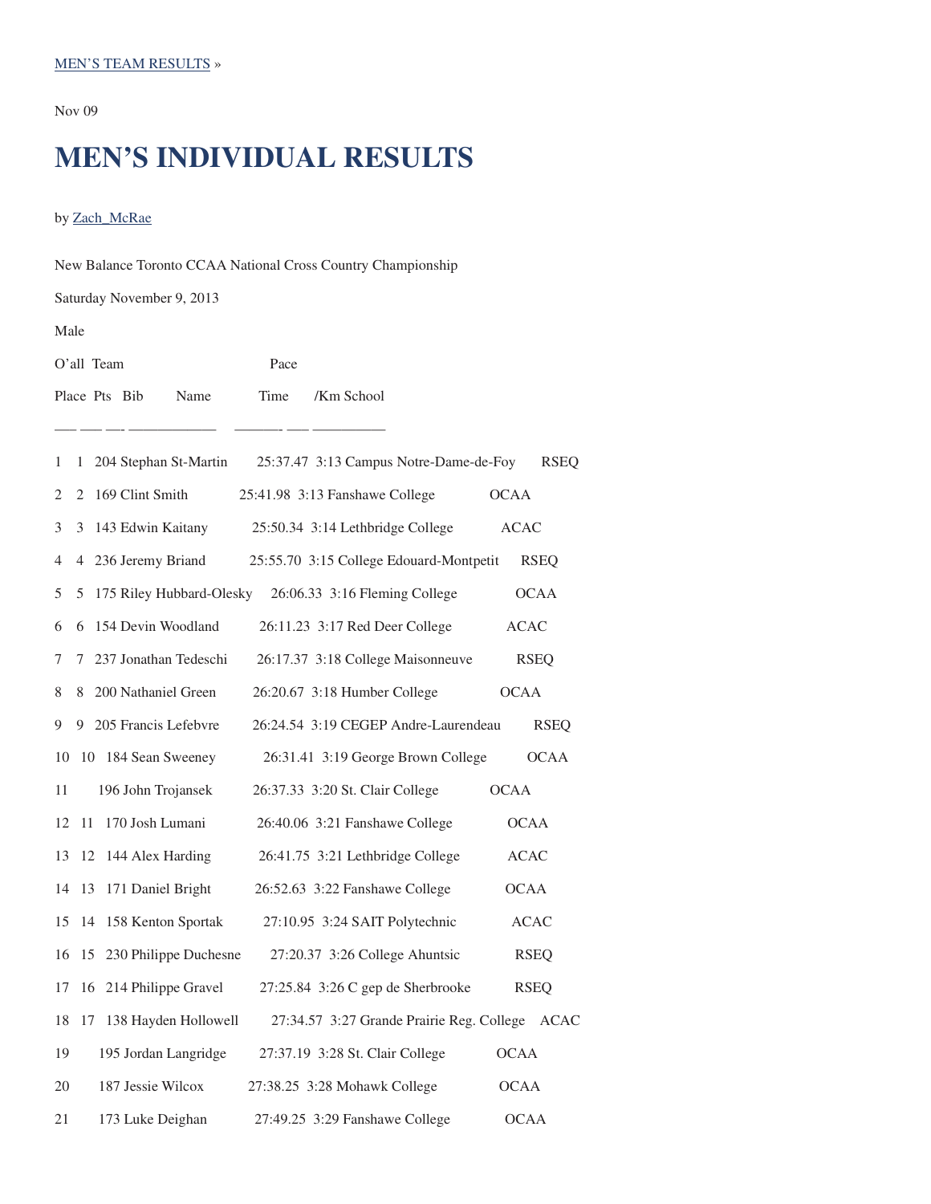MEN'S TEAM RESULTS »

Nov 09

# MEN'S INDIVIDUAL RESULTS

by Zach_McRae

New Balance Toronto CCAA National Cross Country Championship

Saturday November 9, 2013

Male

| O'all Place | Team Pts | Bib | Name | Time | Pace /Km | School | |
|---|---|---|---|---|---|---|---|
| 1 | 1 | 204 | Stephan St-Martin | 25:37.47 | 3:13 | Campus Notre-Dame-de-Foy | RSEQ |
| 2 | 2 | 169 | Clint Smith | 25:41.98 | 3:13 | Fanshawe College | OCAA |
| 3 | 3 | 143 | Edwin Kaitany | 25:50.34 | 3:14 | Lethbridge College | ACAC |
| 4 | 4 | 236 | Jeremy Briand | 25:55.70 | 3:15 | College Edouard-Montpetit | RSEQ |
| 5 | 5 | 175 | Riley Hubbard-Olesky | 26:06.33 | 3:16 | Fleming College | OCAA |
| 6 | 6 | 154 | Devin Woodland | 26:11.23 | 3:17 | Red Deer College | ACAC |
| 7 | 7 | 237 | Jonathan Tedeschi | 26:17.37 | 3:18 | College Maisonneuve | RSEQ |
| 8 | 8 | 200 | Nathaniel Green | 26:20.67 | 3:18 | Humber College | OCAA |
| 9 | 9 | 205 | Francis Lefebvre | 26:24.54 | 3:19 | CEGEP Andre-Laurendeau | RSEQ |
| 10 | 10 | 184 | Sean Sweeney | 26:31.41 | 3:19 | George Brown College | OCAA |
| 11 | | 196 | John Trojansek | 26:37.33 | 3:20 | St. Clair College | OCAA |
| 12 | 11 | 170 | Josh Lumani | 26:40.06 | 3:21 | Fanshawe College | OCAA |
| 13 | 12 | 144 | Alex Harding | 26:41.75 | 3:21 | Lethbridge College | ACAC |
| 14 | 13 | 171 | Daniel Bright | 26:52.63 | 3:22 | Fanshawe College | OCAA |
| 15 | 14 | 158 | Kenton Sportak | 27:10.95 | 3:24 | SAIT Polytechnic | ACAC |
| 16 | 15 | 230 | Philippe Duchesne | 27:20.37 | 3:26 | College Ahuntsic | RSEQ |
| 17 | 16 | 214 | Philippe Gravel | 27:25.84 | 3:26 | C gep de Sherbrooke | RSEQ |
| 18 | 17 | 138 | Hayden Hollowell | 27:34.57 | 3:27 | Grande Prairie Reg. College | ACAC |
| 19 | | 195 | Jordan Langridge | 27:37.19 | 3:28 | St. Clair College | OCAA |
| 20 | | 187 | Jessie Wilcox | 27:38.25 | 3:28 | Mohawk College | OCAA |
| 21 | | 173 | Luke Deighan | 27:49.25 | 3:29 | Fanshawe College | OCAA |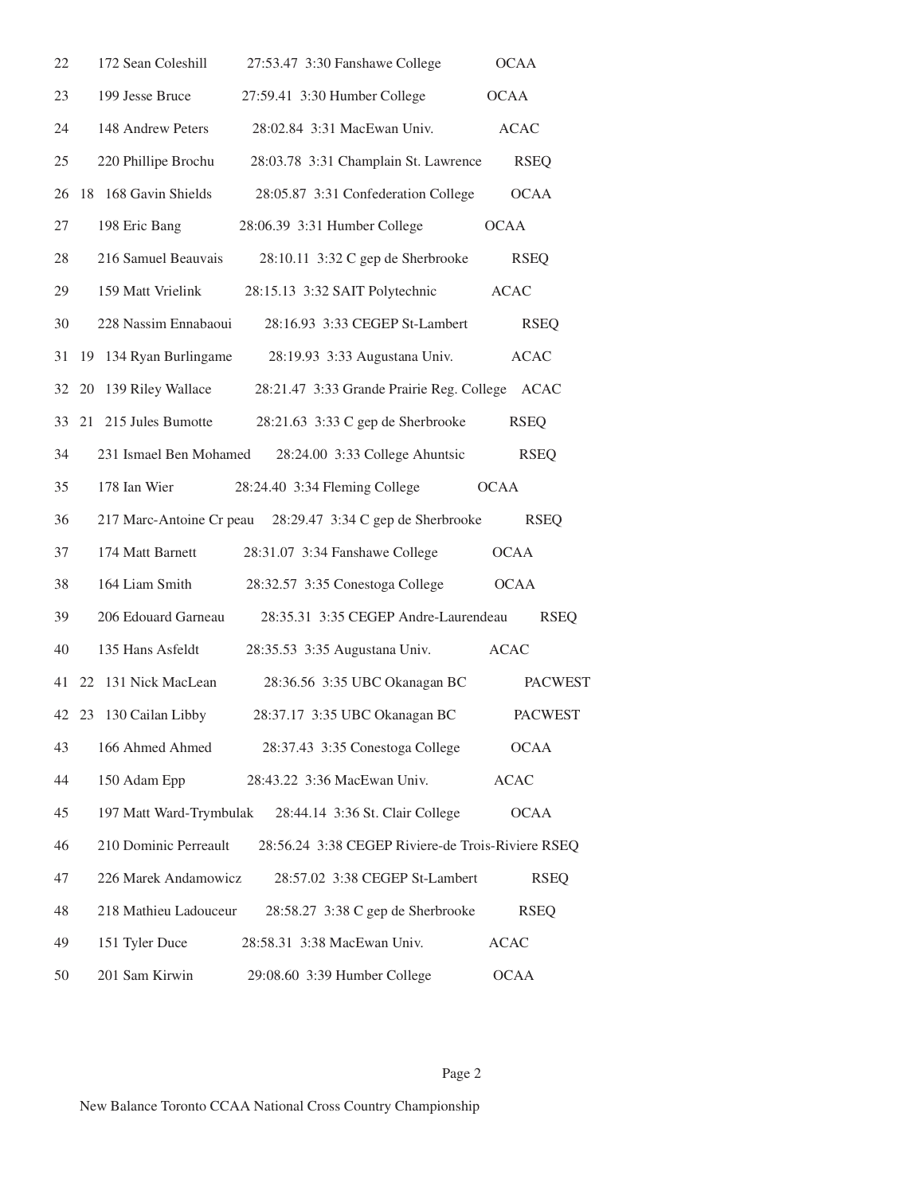| Place | Team Place | Bib | Name | Time | Pace | School | Conference |
|---|---|---|---|---|---|---|---|
| 22 | | 172 | Sean Coleshill | 27:53.47 | 3:30 | Fanshawe College | OCAA |
| 23 | | 199 | Jesse Bruce | 27:59.41 | 3:30 | Humber College | OCAA |
| 24 | | 148 | Andrew Peters | 28:02.84 | 3:31 | MacEwan Univ. | ACAC |
| 25 | | 220 | Phillipe Brochu | 28:03.78 | 3:31 | Champlain St. Lawrence | RSEQ |
| 26 | 18 | 168 | Gavin Shields | 28:05.87 | 3:31 | Confederation College | OCAA |
| 27 | | 198 | Eric Bang | 28:06.39 | 3:31 | Humber College | OCAA |
| 28 | | 216 | Samuel Beauvais | 28:10.11 | 3:32 | C gep de Sherbrooke | RSEQ |
| 29 | | 159 | Matt Vrielink | 28:15.13 | 3:32 | SAIT Polytechnic | ACAC |
| 30 | | 228 | Nassim Ennabaoui | 28:16.93 | 3:33 | CEGEP St-Lambert | RSEQ |
| 31 | 19 | 134 | Ryan Burlingame | 28:19.93 | 3:33 | Augustana Univ. | ACAC |
| 32 | 20 | 139 | Riley Wallace | 28:21.47 | 3:33 | Grande Prairie Reg. College | ACAC |
| 33 | 21 | 215 | Jules Bumotte | 28:21.63 | 3:33 | C gep de Sherbrooke | RSEQ |
| 34 | | 231 | Ismael Ben Mohamed | 28:24.00 | 3:33 | College Ahuntsic | RSEQ |
| 35 | | 178 | Ian Wier | 28:24.40 | 3:34 | Fleming College | OCAA |
| 36 | | 217 | Marc-Antoine Cr peau | 28:29.47 | 3:34 | C gep de Sherbrooke | RSEQ |
| 37 | | 174 | Matt Barnett | 28:31.07 | 3:34 | Fanshawe College | OCAA |
| 38 | | 164 | Liam Smith | 28:32.57 | 3:35 | Conestoga College | OCAA |
| 39 | | 206 | Edouard Garneau | 28:35.31 | 3:35 | CEGEP Andre-Laurendeau | RSEQ |
| 40 | | 135 | Hans Asfeldt | 28:35.53 | 3:35 | Augustana Univ. | ACAC |
| 41 | 22 | 131 | Nick MacLean | 28:36.56 | 3:35 | UBC Okanagan BC | PACWEST |
| 42 | 23 | 130 | Cailan Libby | 28:37.17 | 3:35 | UBC Okanagan BC | PACWEST |
| 43 | | 166 | Ahmed Ahmed | 28:37.43 | 3:35 | Conestoga College | OCAA |
| 44 | | 150 | Adam Epp | 28:43.22 | 3:36 | MacEwan Univ. | ACAC |
| 45 | | 197 | Matt Ward-Trymbulak | 28:44.14 | 3:36 | St. Clair College | OCAA |
| 46 | | 210 | Dominic Perreault | 28:56.24 | 3:38 | CEGEP Riviere-de Trois-Riviere | RSEQ |
| 47 | | 226 | Marek Andamowicz | 28:57.02 | 3:38 | CEGEP St-Lambert | RSEQ |
| 48 | | 218 | Mathieu Ladouceur | 28:58.27 | 3:38 | C gep de Sherbrooke | RSEQ |
| 49 | | 151 | Tyler Duce | 28:58.31 | 3:38 | MacEwan Univ. | ACAC |
| 50 | | 201 | Sam Kirwin | 29:08.60 | 3:39 | Humber College | OCAA |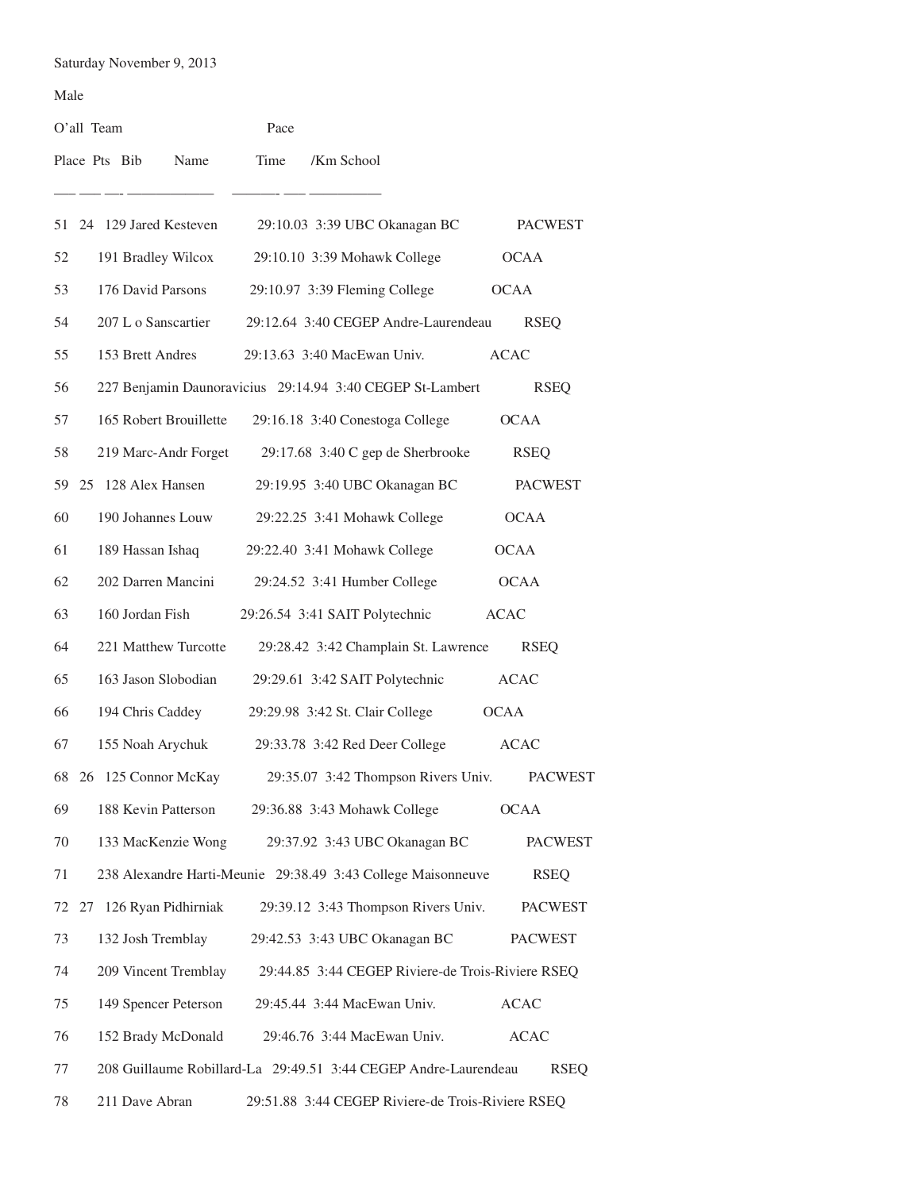Saturday November 9, 2013

Male

| O'all Place | Team Pts | Bib | Name | Time | Pace /Km | School | |
|---|---|---|---|---|---|---|---|
| 51 | 24 | 129 | Jared Kesteven | 29:10.03 | 3:39 | UBC Okanagan BC | PACWEST |
| 52 | | 191 | Bradley Wilcox | 29:10.10 | 3:39 | Mohawk College | OCAA |
| 53 | | 176 | David Parsons | 29:10.97 | 3:39 | Fleming College | OCAA |
| 54 | | 207 | L o Sanscartier | 29:12.64 | 3:40 | CEGEP Andre-Laurendeau | RSEQ |
| 55 | | 153 | Brett Andres | 29:13.63 | 3:40 | MacEwan Univ. | ACAC |
| 56 | | 227 | Benjamin Daunoravicius | 29:14.94 | 3:40 | CEGEP St-Lambert | RSEQ |
| 57 | | 165 | Robert Brouillette | 29:16.18 | 3:40 | Conestoga College | OCAA |
| 58 | | 219 | Marc-Andr Forget | 29:17.68 | 3:40 | C gep de Sherbrooke | RSEQ |
| 59 | 25 | 128 | Alex Hansen | 29:19.95 | 3:40 | UBC Okanagan BC | PACWEST |
| 60 | | 190 | Johannes Louw | 29:22.25 | 3:41 | Mohawk College | OCAA |
| 61 | | 189 | Hassan Ishaq | 29:22.40 | 3:41 | Mohawk College | OCAA |
| 62 | | 202 | Darren Mancini | 29:24.52 | 3:41 | Humber College | OCAA |
| 63 | | 160 | Jordan Fish | 29:26.54 | 3:41 | SAIT Polytechnic | ACAC |
| 64 | | 221 | Matthew Turcotte | 29:28.42 | 3:42 | Champlain St. Lawrence | RSEQ |
| 65 | | 163 | Jason Slobodian | 29:29.61 | 3:42 | SAIT Polytechnic | ACAC |
| 66 | | 194 | Chris Caddey | 29:29.98 | 3:42 | St. Clair College | OCAA |
| 67 | | 155 | Noah Arychuk | 29:33.78 | 3:42 | Red Deer College | ACAC |
| 68 | 26 | 125 | Connor McKay | 29:35.07 | 3:42 | Thompson Rivers Univ. | PACWEST |
| 69 | | 188 | Kevin Patterson | 29:36.88 | 3:43 | Mohawk College | OCAA |
| 70 | | 133 | MacKenzie Wong | 29:37.92 | 3:43 | UBC Okanagan BC | PACWEST |
| 71 | | 238 | Alexandre Harti-Meunie | 29:38.49 | 3:43 | College Maisonneuve | RSEQ |
| 72 | 27 | 126 | Ryan Pidhirniak | 29:39.12 | 3:43 | Thompson Rivers Univ. | PACWEST |
| 73 | | 132 | Josh Tremblay | 29:42.53 | 3:43 | UBC Okanagan BC | PACWEST |
| 74 | | 209 | Vincent Tremblay | 29:44.85 | 3:44 | CEGEP Riviere-de Trois-Riviere | RSEQ |
| 75 | | 149 | Spencer Peterson | 29:45.44 | 3:44 | MacEwan Univ. | ACAC |
| 76 | | 152 | Brady McDonald | 29:46.76 | 3:44 | MacEwan Univ. | ACAC |
| 77 | | 208 | Guillaume Robillard-La | 29:49.51 | 3:44 | CEGEP Andre-Laurendeau | RSEQ |
| 78 | | 211 | Dave Abran | 29:51.88 | 3:44 | CEGEP Riviere-de Trois-Riviere | RSEQ |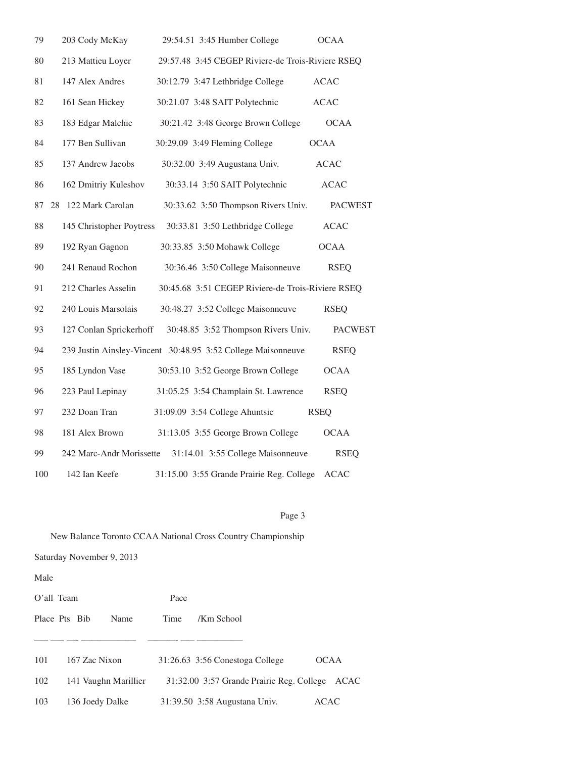| O'all Place | Team Pts | Bib | Name | Time | Pace /Km | School | |
|---|---|---|---|---|---|---|---|
| 79 | | 203 | Cody McKay | 29:54.51 | 3:45 | Humber College | OCAA |
| 80 | | 213 | Mattieu Loyer | 29:57.48 | 3:45 | CEGEP Riviere-de Trois-Riviere | RSEQ |
| 81 | | 147 | Alex Andres | 30:12.79 | 3:47 | Lethbridge College | ACAC |
| 82 | | 161 | Sean Hickey | 30:21.07 | 3:48 | SAIT Polytechnic | ACAC |
| 83 | | 183 | Edgar Malchic | 30:21.42 | 3:48 | George Brown College | OCAA |
| 84 | | 177 | Ben Sullivan | 30:29.09 | 3:49 | Fleming College | OCAA |
| 85 | | 137 | Andrew Jacobs | 30:32.00 | 3:49 | Augustana Univ. | ACAC |
| 86 | | 162 | Dmitriy Kuleshov | 30:33.14 | 3:50 | SAIT Polytechnic | ACAC |
| 87 | 28 | 122 | Mark Carolan | 30:33.62 | 3:50 | Thompson Rivers Univ. | PACWEST |
| 88 | | 145 | Christopher Poytress | 30:33.81 | 3:50 | Lethbridge College | ACAC |
| 89 | | 192 | Ryan Gagnon | 30:33.85 | 3:50 | Mohawk College | OCAA |
| 90 | | 241 | Renaud Rochon | 30:36.46 | 3:50 | College Maisonneuve | RSEQ |
| 91 | | 212 | Charles Asselin | 30:45.68 | 3:51 | CEGEP Riviere-de Trois-Riviere | RSEQ |
| 92 | | 240 | Louis Marsolais | 30:48.27 | 3:52 | College Maisonneuve | RSEQ |
| 93 | | 127 | Conlan Sprickerhoff | 30:48.85 | 3:52 | Thompson Rivers Univ. | PACWEST |
| 94 | | 239 | Justin Ainsley-Vincent | 30:48.95 | 3:52 | College Maisonneuve | RSEQ |
| 95 | | 185 | Lyndon Vase | 30:53.10 | 3:52 | George Brown College | OCAA |
| 96 | | 223 | Paul Lepinay | 31:05.25 | 3:54 | Champlain St. Lawrence | RSEQ |
| 97 | | 232 | Doan Tran | 31:09.09 | 3:54 | College Ahuntsic | RSEQ |
| 98 | | 181 | Alex Brown | 31:13.05 | 3:55 | George Brown College | OCAA |
| 99 | | 242 | Marc-Andr Morissette | 31:14.01 | 3:55 | College Maisonneuve | RSEQ |
| 100 | | 142 | Ian Keefe | 31:15.00 | 3:55 | Grande Prairie Reg. College | ACAC |

New Balance Toronto CCAA National Cross Country Championship

Saturday November 9, 2013

Male

| O'all Place | Team Pts | Bib | Name | Time | Pace /Km | School | |
|---|---|---|---|---|---|---|---|
| 101 | | 167 | Zac Nixon | 31:26.63 | 3:56 | Conestoga College | OCAA |
| 102 | | 141 | Vaughn Marillier | 31:32.00 | 3:57 | Grande Prairie Reg. College | ACAC |
| 103 | | 136 | Joedy Dalke | 31:39.50 | 3:58 | Augustana Univ. | ACAC |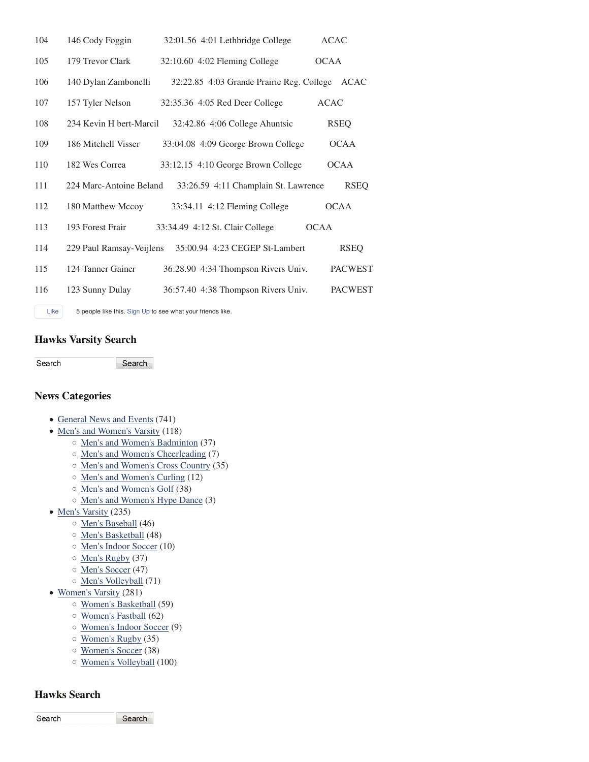| | | | | | |
|---|---|---|---|---|---|
| 104 | 146 Cody Foggin | 32:01.56 | 4:01 | Lethbridge College | ACAC |
| 105 | 179 Trevor Clark | 32:10.60 | 4:02 | Fleming College | OCAA |
| 106 | 140 Dylan Zambonelli | 32:22.85 | 4:03 | Grande Prairie Reg. College | ACAC |
| 107 | 157 Tyler Nelson | 32:35.36 | 4:05 | Red Deer College | ACAC |
| 108 | 234 Kevin H bert-Marcil | 32:42.86 | 4:06 | College Ahuntsic | RSEQ |
| 109 | 186 Mitchell Visser | 33:04.08 | 4:09 | George Brown College | OCAA |
| 110 | 182 Wes Correa | 33:12.15 | 4:10 | George Brown College | OCAA |
| 111 | 224 Marc-Antoine Beland | 33:26.59 | 4:11 | Champlain St. Lawrence | RSEQ |
| 112 | 180 Matthew Mccoy | 33:34.11 | 4:12 | Fleming College | OCAA |
| 113 | 193 Forest Frair | 33:34.49 | 4:12 | St. Clair College | OCAA |
| 114 | 229 Paul Ramsay-Veijlens | 35:00.94 | 4:23 | CEGEP St-Lambert | RSEQ |
| 115 | 124 Tanner Gainer | 36:28.90 | 4:34 | Thompson Rivers Univ. | PACWEST |
| 116 | 123 Sunny Dulay | 36:57.40 | 4:38 | Thompson Rivers Univ. | PACWEST |

Like 5 people like this. Sign Up to see what your friends like.

## Hawks Varsity Search

Search Search

## News Categories

- General News and Events (741)
- Men's and Women's Varsity (118)
  - Men's and Women's Badminton (37)
  - Men's and Women's Cheerleading (7)
  - Men's and Women's Cross Country (35)
  - Men's and Women's Curling (12)
  - Men's and Women's Golf (38)
  - Men's and Women's Hype Dance (3)
- Men's Varsity (235)
  - Men's Baseball (46)
  - Men's Basketball (48)
  - Men's Indoor Soccer (10)
  - Men's Rugby (37)
  - Men's Soccer (47)
  - Men's Volleyball (71)
- Women's Varsity (281)
  - Women's Basketball (59)
  - Women's Fastball (62)
  - Women's Indoor Soccer (9)
  - Women's Rugby (35)
  - Women's Soccer (38)
  - Women's Volleyball (100)

## Hawks Search

Search Search